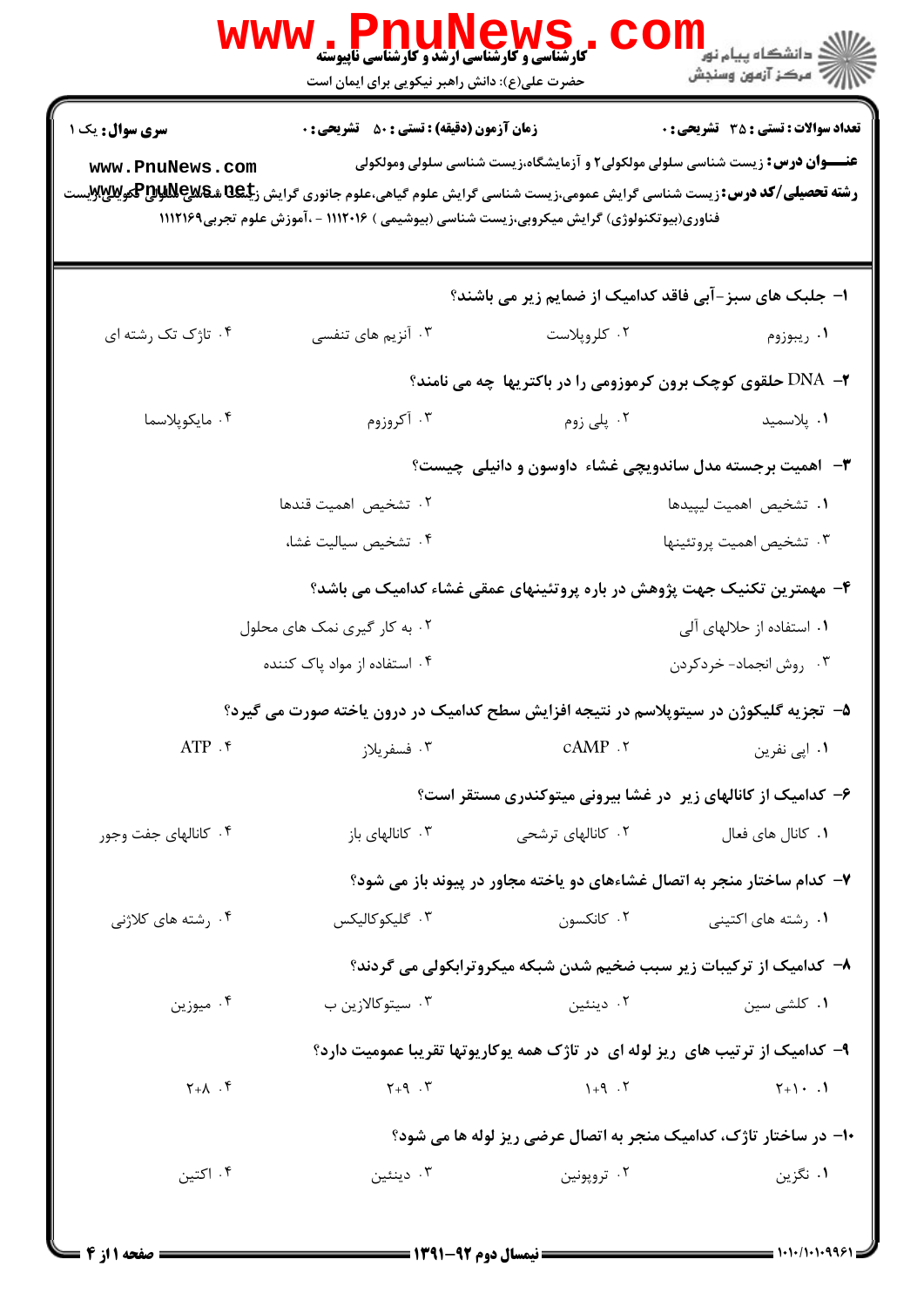**سری سوال:** یک ۱

**زمان آزمون (دقیقه) : تستی : ۵۰ تشریحی : ۰**

**تعداد سوالات : تستی : ۳۵ تشریحی : ۰**

**عنـــوان درس:** زیست شناسی سلولی مولکولی۲ و آزمایشگاه،زیست شناسی سلولی ومولکولی

**رشته تحصیلی/کد درس:** زیست شناسی گرایش عمومی،زیست شناسی گرایش علوم گیاهی،علوم جانوری گرایش زیست شناسی سلولی تکوینی،زیست فناوری(بیوتکنولوژی) گرایش میکروبی،زیست شناسی (بیوشیمی ) ۱۱۱۲۰۱۶ - ،آموزش علوم تجربی۱۱۱۲۱۶۹

۱- جلبک های سبز-آبی فاقد کدامیک از ضمایم زیر می باشند؟

۱. ریبوزوم
۲. کلروپلاست
۳. آنزیم های تنفسی
۴. تاژک تک رشته ای

۲- DNA حلقوی کوچک برون کرموزومی را در باکتریها چه می نامند؟

۱. پلاسمید
۲. پلی زوم
۳. آکروزوم
۴. مایکوپلاسما

۳- اهمیت برجسته مدل ساندویچی غشاء داوسون و دانیلی چیست؟

۱. تشخیص اهمیت لیپیدها
۲. تشخیص اهمیت قندها
۳. تشخیص اهمیت پروتئینها
۴. تشخیص سیالیت غشاء

۴- مهمترین تکنیک جهت پژوهش در باره پروتئینهای عمقی غشاء کدامیک می باشد؟

۱. استفاده از حلالهای آلی
۲. به کار گیری نمک های محلول
۳. روش انجماد- خردکردن
۴. استفاده از مواد پاک کننده

۵- تجزیه گلیکوژن در سیتوپلاسم در نتیجه افزایش سطح کدامیک در درون یاخته صورت می گیرد؟

۱. اپی نفرین
۲. cAMP
۳. فسفریلاز
۴. ATP

۶- کدامیک از کانالهای زیر در غشا بیرونی میتوکندری مستقر است؟

۱. کانال های فعال
۲. کانالهای ترشحی
۳. کانالهای باز
۴. کانالهای جفت وجور

۷- کدام ساختار منجر به اتصال غشاءهای دو یاخته مجاور در پیوند باز می شود؟

۱. رشته های اکتینی
۲. کانکسون
۳. گلیکوکالیکس
۴. رشته های کلاژنی

۸- کدامیک از ترکیبات زیر سبب ضخیم شدن شبکه میکروترابکولی می گردند؟

۱. کلشی سین
۲. دینئین
۳. سیتوکالازین ب
۴. میوزین

۹- کدامیک از ترتیب های ریز لوله ای در تاژک همه یوکاریوتها تقریبا عمومیت دارد؟

۱. ۲+۱۰
۲. ۱+۹
۳. ۲+۹
۴. ۲+۸

۱۰- در ساختار تاژک، کدامیک منجر به اتصال عرضی ریز لوله ها می شود؟

۱. نگزین
۲. تروپونین
۳. دینئین
۴. اکتین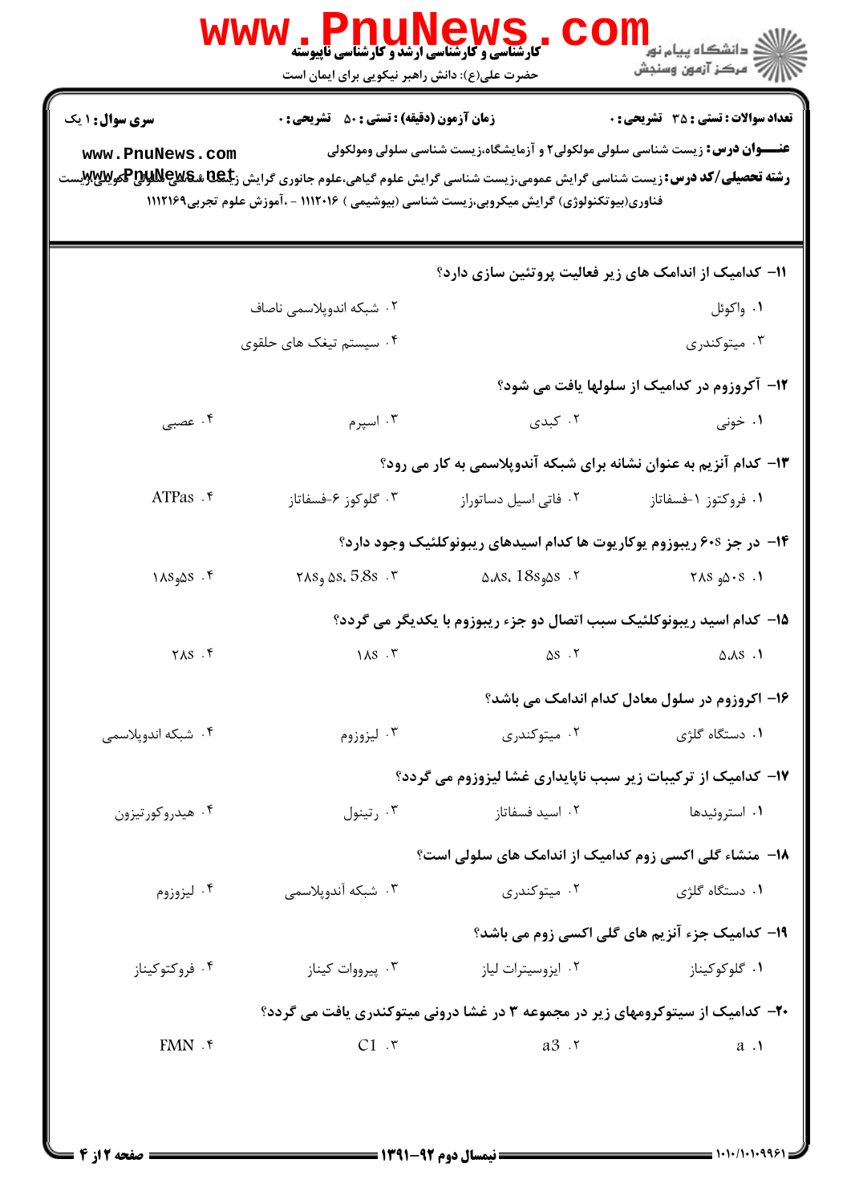**سری سوال:** ۱ یک | **زمان آزمون (دقیقه) : تستی :** ۵۰ **تشریحی :** ۰ | **تعداد سوالات : تستی :** ۳۵ **تشریحی :** ۰

**عنـــوان درس:** زیست شناسی سلولی مولکولی۲ و آزمایشگاه،زیست شناسی سلولی ومولکولی

**رشته تحصیلی/کد درس:** زیست شناسی گرایش عمومی،زیست شناسی گرایش علوم گیاهی،علوم جانوری گرایش زیست شناسی سلولی تکوینی،زیست فناوری(بیوتکنولوژی) گرایش میکروبی،زیست شناسی (بیوشیمی ) ۱۱۱۲۰۱۶ - ،آموزش علوم تجربی۱۱۱۲۱۶۹

۱۱- کدامیک از اندامک های زیر فعالیت پروتئین سازی دارد؟

۱. واکوئل
۲. شبکه اندوپلاسمی ناصاف
۳. میتوکندری
۴. سیستم تیغک های حلقوی

۱۲- آکروزوم در کدامیک از سلولها یافت می شود؟

۱. خونی
۲. کبدی
۳. اسپرم
۴. عصبی

۱۳- کدام آنزیم به عنوان نشانه برای شبکه آندوپلاسمی به کار می رود؟

۱. فروکتوز ۱-فسفاتاز
۲. فاتی اسید دساتوراز
۳. گلوکز ۶-فسفاتاز
۴. ATPas

۱۴- در جز 60s ریبوزوم یوکاریوت ها کدام اسیدهای ریبونوکلئیک وجود دارد؟

۱. 50s و 28s
۲. 5.8s، 18s و5s
۳. 5s، 5.8s و 28s
۴. 5s و18s

۱۵- کدام اسید ریبونوکلئیک سبب اتصال دو جزء ریبوزوم با یکدیگر می گردد؟

۱. 5.8s
۲. 5s
۳. 18s
۴. 28s

۱۶- اکروزوم در سلول معادل کدام اندامک می باشد؟

۱. دستگاه گلژی
۲. میتوکندری
۳. لیزوزوم
۴. شبکه اندوپلاسمی

۱۷- کدامیک از ترکیبات زیر سبب ناپایداری غشا لیزوزوم می گردد؟

۱. استروئیدها
۲. اسید فسفاتاز
۳. رتینول
۴. هیدروکورتیزون

۱۸- منشاء گلی اکسی زوم کدامیک از اندامک های سلولی است؟

۱. دستگاه گلژی
۲. میتوکندری
۳. شبکه آندوپلاسمی
۴. لیزوزوم

۱۹- کدامیک جزء آنزیم های گلی اکسی زوم می باشد؟

۱. گلوکوکیناز
۲. ایزوسیترات لیاز
۳. پیرووات کیناز
۴. فروکتوکیناز

۲۰- کدامیک از سیتوکرومهای زیر در مجموعه ۳ در غشا درونی میتوکندری یافت می گردد؟

۱. a
۲. a3
۳. C1
۴. FMN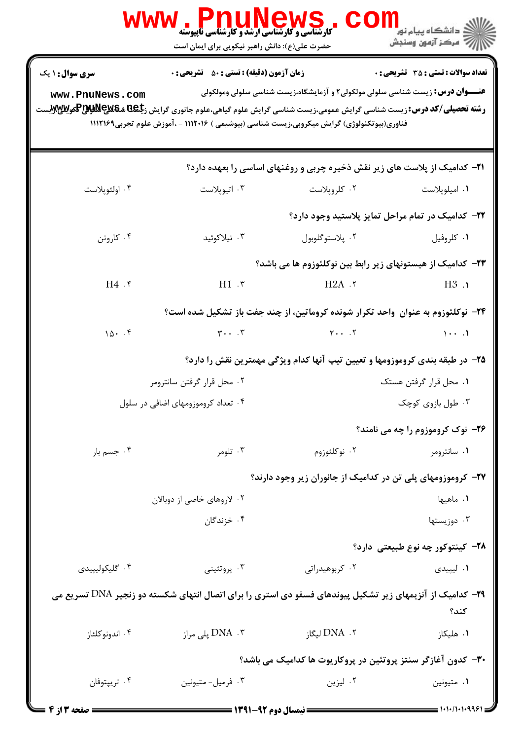سری سوال: ۱ یک

زمان آزمون (دقیقه) : تستی : ۵۰ تشریحی : ۰

تعداد سوالات : تستی : ۳۵ تشریحی : ۰

**عنـــوان درس:** زیست شناسی سلولی مولکولی۲ و آزمایشگاه،زیست شناسی سلولی ومولکولی

**رشته تحصیلی/کد درس:** زیست شناسی گرایش عمومی،زیست شناسی گرایش علوم گیاهی،علوم جانوری گرایش زیست شناسی سلولی تکوینی،زیست فناوری(بیوتکنولوژی) گرایش میکروبی،زیست شناسی (بیوشیمی ) ۱۱۱۲۰۱۶ - ،آموزش علوم تجربی۱۱۱۲۱۶۹

**۲۱-** کدامیک از پلاست های زیر نقش ذخیره چربی و روغنهای اساسی را بعهده دارد؟

۱. امیلوپلاست ۲. کلروپلاست ۳. اتیوپلاست ۴. اولئوپلاست

**۲۲-** کدامیک در تمام مراحل تمایز پلاستید وجود دارد؟

۱. کلروفیل ۲. پلاستوگلوبول ۳. تیلاکوئید ۴. کاروتن

**۲۳-** کدامیک از هیستونهای زیر رابط بین نوکلئوزوم ها می باشد؟

۱. H3 ۲. H2A ۳. H1 ۴. H4

**۲۴-** نوکلئوزوم به عنوان واحد تکرار شونده کروماتین، از چند جفت باز تشکیل شده است؟

۱. ۱۰۰ ۲. ۲۰۰ ۳. ۳۰۰ ۴. ۱۵۰

**۲۵-** در طبقه بندی کروموزومها و تعیین تیپ آنها کدام ویژگی مهمترین نقش را دارد؟

۱. محل قرار گرفتن هستک ۲. محل قرار گرفتن سانترومر ۳. طول بازوی کوچک ۴. تعداد کروموزومهای اضافی در سلول

**۲۶-** نوک کروموزوم را چه می نامند؟

۱. سانترومر ۲. نوکلئوزوم ۳. تلومر ۴. جسم بار

**۲۷-** کروموزومهای پلی تن در کدامیک از جانوران زیر وجود دارند؟

۱. ماهیها ۲. لاروهای خاصی از دوبالان ۳. دوزیستها ۴. خزندگان

**۲۸-** کینتوکور چه نوع طبیعتی دارد؟

۱. لیپیدی ۲. کربوهیدراتی ۳. پروتئینی ۴. گلیکولیپیدی

**۲۹-** کدامیک از آنزیمهای زیر تشکیل پیوندهای فسفو دی استری را برای اتصال انتهای شکسته دو زنجیر DNA تسریع می کند؟

۱. هلیکاز ۲. DNA لیگاز ۳. DNA پلی مراز ۴. اندونوکلئاز

**۳۰-** کدون آغازگر سنتز پروتئین در پروکاریوت ها کدامیک می باشد؟

۱. متیونین ۲. لیزین ۳. فرمیل- متیونین ۴. تریپتوفان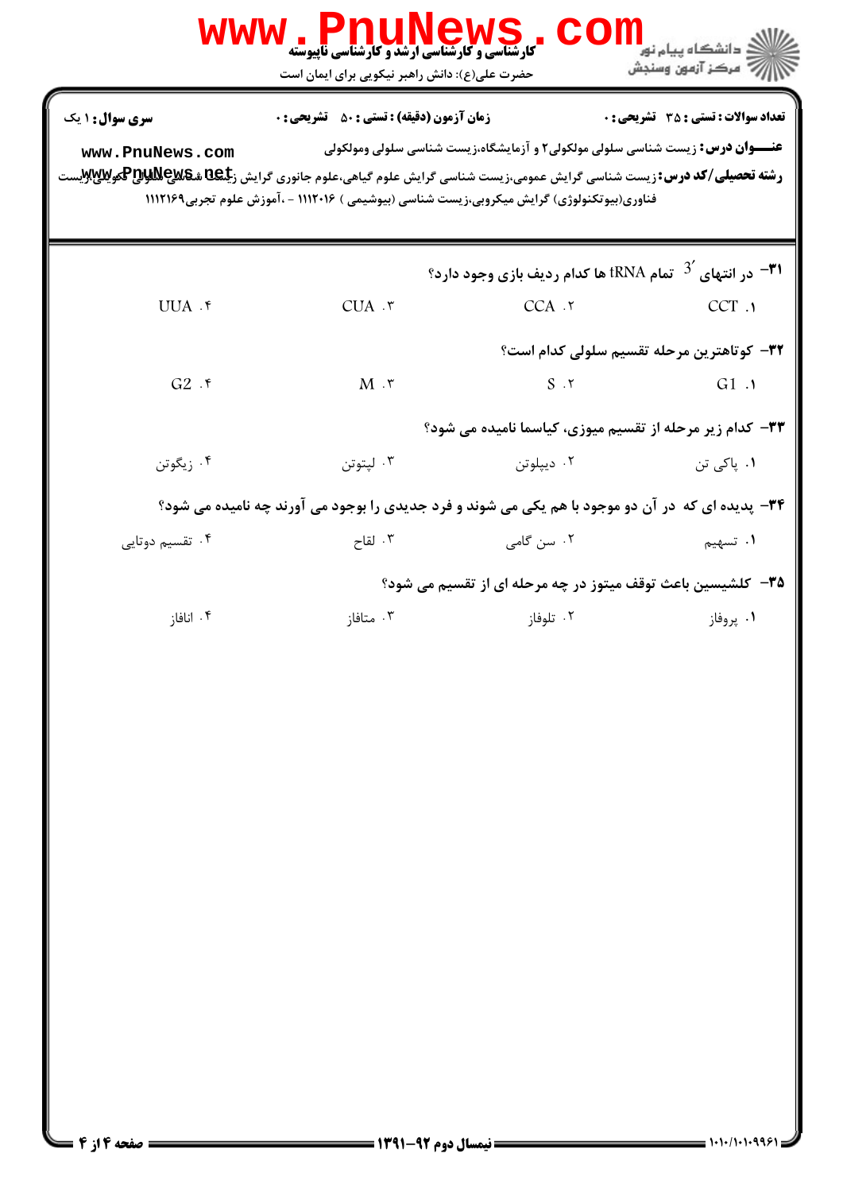**سری سوال:** ۱ یک

**زمان آزمون (دقیقه) : تستی : ۵۰ تشریحی : ۰**

**تعداد سوالات : تستی : ۳۵ تشریحی : ۰**

**عنـــوان درس:** زیست شناسی سلولی مولکولی۲ و آزمایشگاه،زیست شناسی سلولی ومولکولی

**رشته تحصیلی/کد درس:** زیست شناسی گرایش عمومی،زیست شناسی گرایش علوم گیاهی،علوم جانوری گرایش زیست شناسی سلولی تکوینی،زیست فناوری(بیوتکنولوژی) گرایش میکروبی،زیست شناسی (بیوشیمی ) ۱۱۱۲۰۱۶ - ،آموزش علوم تجربی۱۱۱۲۱۶۹

۳۱- در انتهای $3'$ تمام tRNA ها کدام ردیف بازی وجود دارد؟

۱. CCT
۲. CCA
۳. CUA
۴. UUA

۳۲- کوتاهترین مرحله تقسیم سلولی کدام است؟

۱. G1
۲. S
۳. M
۴. G2

۳۳- کدام زیر مرحله از تقسیم میوزی، کیاسما نامیده می شود؟

۱. پاکی تن
۲. دیپلوتن
۳. لپتوتن
۴. زیگوتن

۳۴- پدیده ای که در آن دو موجود با هم یکی می شوند و فرد جدیدی را بوجود می آورند چه نامیده می شود؟

۱. تسهیم
۲. سن گامی
۳. لقاح
۴. تقسیم دوتایی

۳۵- کلشیسین باعث توقف میتوز در چه مرحله ای از تقسیم می شود؟

۱. پروفاز
۲. تلوفاز
۳. متافاز
۴. انافاز